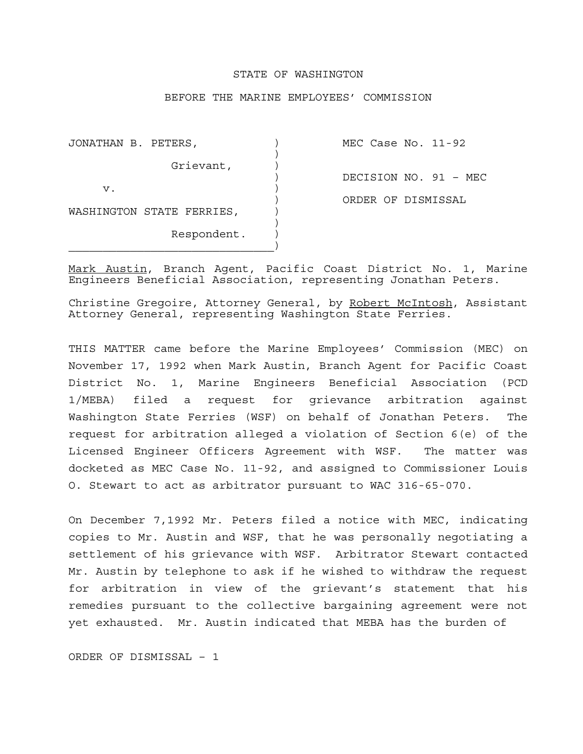STATE OF WASHINGTON

BEFORE THE MARINE EMPLOYEES' COMMISSION

| | |
|---|---|
| JONATHAN B. PETERS, Grievant, v. WASHINGTON STATE FERRIES, Respondent. | MEC Case No. 11-92 DECISION NO. 91 – MEC ORDER OF DISMISSAL |

Mark Austin, Branch Agent, Pacific Coast District No. 1, Marine Engineers Beneficial Association, representing Jonathan Peters.

Christine Gregoire, Attorney General, by Robert McIntosh, Assistant Attorney General, representing Washington State Ferries.

THIS MATTER came before the Marine Employees' Commission (MEC) on November 17, 1992 when Mark Austin, Branch Agent for Pacific Coast District No. 1, Marine Engineers Beneficial Association (PCD 1/MEBA) filed a request for grievance arbitration against Washington State Ferries (WSF) on behalf of Jonathan Peters. The request for arbitration alleged a violation of Section 6(e) of the Licensed Engineer Officers Agreement with WSF. The matter was docketed as MEC Case No. 11-92, and assigned to Commissioner Louis O. Stewart to act as arbitrator pursuant to WAC 316-65-070.

On December 7,1992 Mr. Peters filed a notice with MEC, indicating copies to Mr. Austin and WSF, that he was personally negotiating a settlement of his grievance with WSF. Arbitrator Stewart contacted Mr. Austin by telephone to ask if he wished to withdraw the request for arbitration in view of the grievant's statement that his remedies pursuant to the collective bargaining agreement were not yet exhausted. Mr. Austin indicated that MEBA has the burden of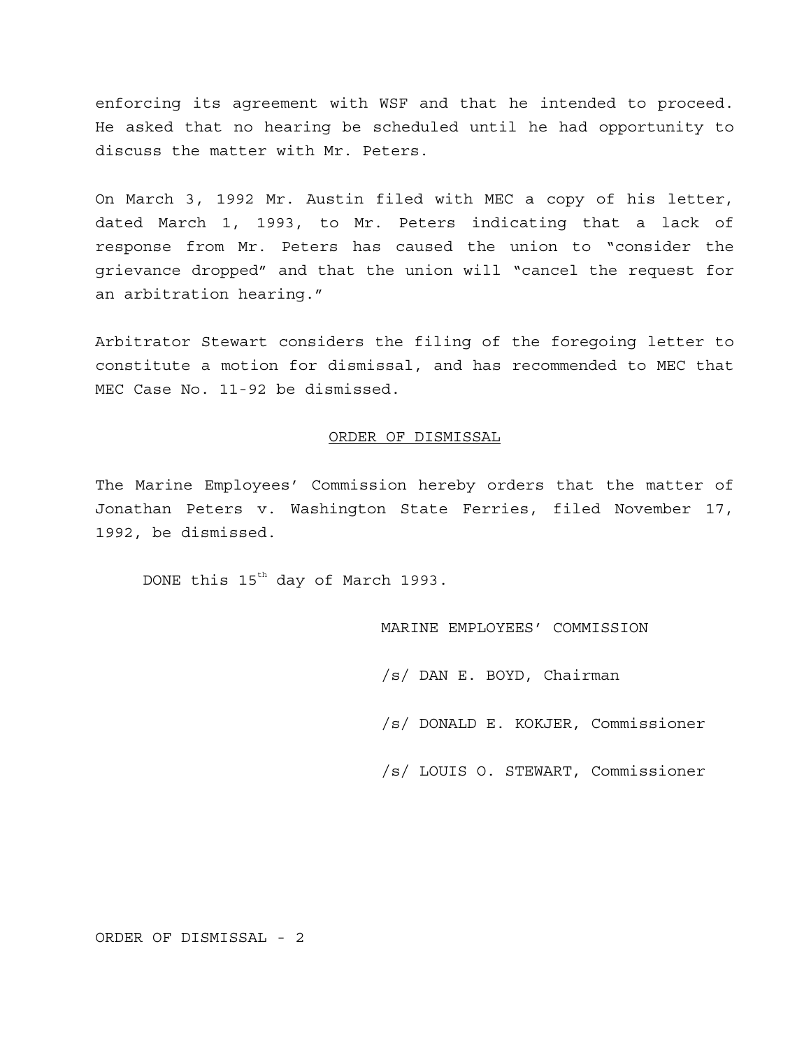enforcing its agreement with WSF and that he intended to proceed. He asked that no hearing be scheduled until he had opportunity to discuss the matter with Mr. Peters.

On March 3, 1992 Mr. Austin filed with MEC a copy of his letter, dated March 1, 1993, to Mr. Peters indicating that a lack of response from Mr. Peters has caused the union to "consider the grievance dropped" and that the union will "cancel the request for an arbitration hearing."

Arbitrator Stewart considers the filing of the foregoing letter to constitute a motion for dismissal, and has recommended to MEC that MEC Case No. 11-92 be dismissed.

## ORDER OF DISMISSAL

The Marine Employees' Commission hereby orders that the matter of Jonathan Peters v. Washington State Ferries, filed November 17, 1992, be dismissed.

DONE this 15th day of March 1993.

MARINE EMPLOYEES' COMMISSION

/s/ DAN E. BOYD, Chairman

/s/ DONALD E. KOKJER, Commissioner

/s/ LOUIS O. STEWART, Commissioner

ORDER OF DISMISSAL - 2